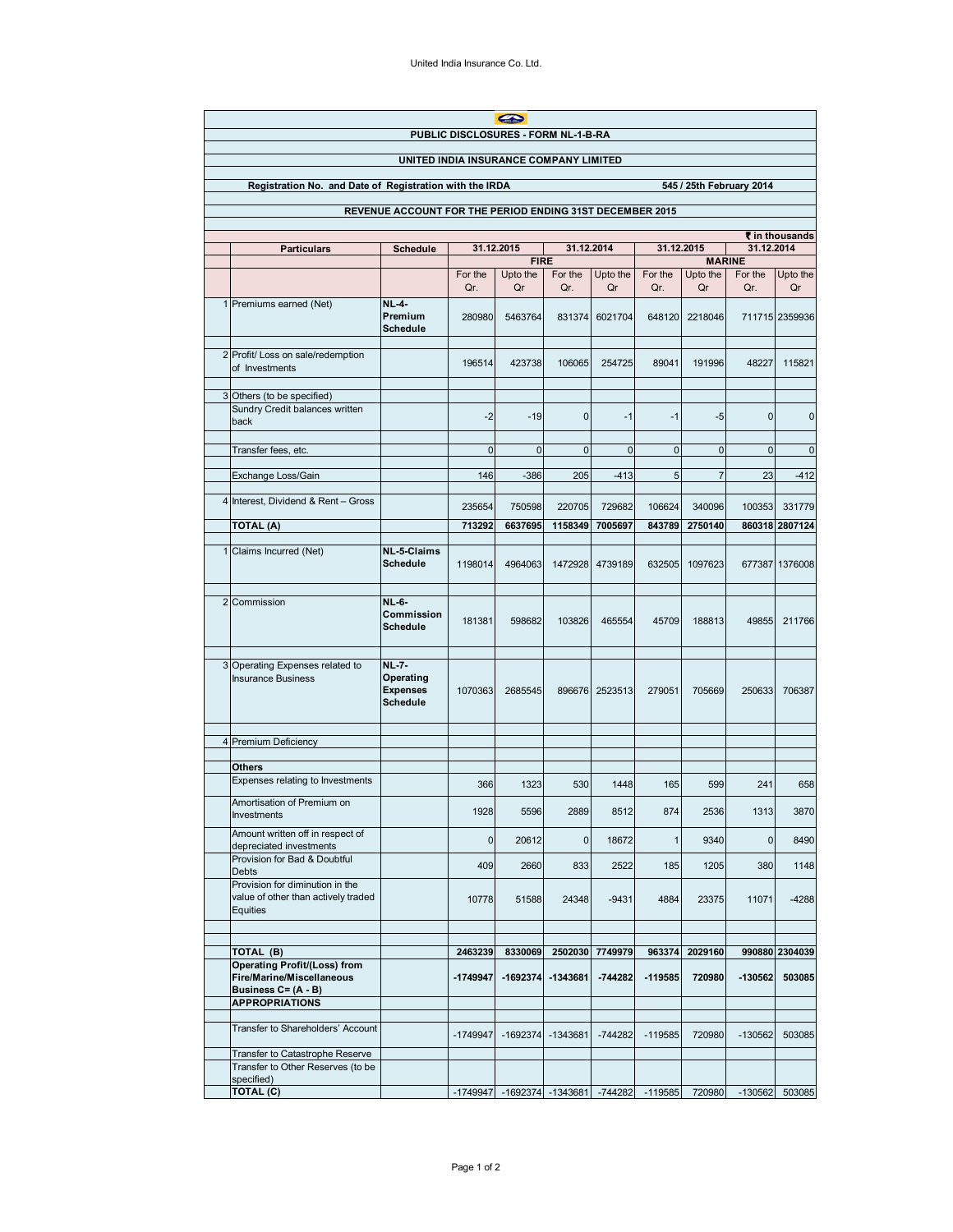United India Insurance Co. Ltd.

## PUBLIC DISCLOSURES - FORM NL-1-B-RA

### UNITED INDIA INSURANCE COMPANY LIMITED

**Registration No. and Date of Registration with the IRDA** 545 / 25th February 2014

### REVENUE ACCOUNT FOR THE PERIOD ENDING 31ST DECEMBER 2015

₹ in thousands

| | Particulars | Schedule | 31.12.2015 | | 31.12.2014 | | 31.12.2015 | | 31.12.2014 | |
|---|---|---|---|---|---|---|---|---|---|---|
| | | | FIRE | | | | MARINE | | | |
| | | | For the Qr. | Upto the Qr | For the Qr. | Upto the Qr | For the Qr. | Upto the Qr | For the Qr. | Upto the Qr |
| 1 | Premiums earned (Net) | NL-4-Premium Schedule | 280980 | 5463764 | 831374 | 6021704 | 648120 | 2218046 | 711715 | 2359936 |
| 2 | Profit/ Loss on sale/redemption of Investments | | 196514 | 423738 | 106065 | 254725 | 89041 | 191996 | 48227 | 115821 |
| 3 | Others (to be specified) | | | | | | | | | |
| | Sundry Credit balances written back | | -2 | -19 | 0 | -1 | -1 | -5 | 0 | 0 |
| | Transfer fees, etc. | | 0 | 0 | 0 | 0 | 0 | 0 | 0 | 0 |
| | Exchange Loss/Gain | | 146 | -386 | 205 | -413 | 5 | 7 | 23 | -412 |
| 4 | Interest, Dividend & Rent – Gross | | 235654 | 750598 | 220705 | 729682 | 106624 | 340096 | 100353 | 331779 |
| | **TOTAL (A)** | | **713292** | **6637695** | **1158349** | **7005697** | **843789** | **2750140** | **860318** | **2807124** |
| 1 | Claims Incurred (Net) | NL-5-Claims Schedule | 1198014 | 4964063 | 1472928 | 4739189 | 632505 | 1097623 | 677387 | 1376008 |
| 2 | Commission | NL-6-Commission Schedule | 181381 | 598682 | 103826 | 465554 | 45709 | 188813 | 49855 | 211766 |
| 3 | Operating Expenses related to Insurance Business | NL-7-Operating Expenses Schedule | 1070363 | 2685545 | 896676 | 2523513 | 279051 | 705669 | 250633 | 706387 |
| 4 | Premium Deficiency | | | | | | | | | |
| | **Others** | | | | | | | | | |
| | Expenses relating to Investments | | 366 | 1323 | 530 | 1448 | 165 | 599 | 241 | 658 |
| | Amortisation of Premium on Investments | | 1928 | 5596 | 2889 | 8512 | 874 | 2536 | 1313 | 3870 |
| | Amount written off in respect of depreciated investments | | 0 | 20612 | 0 | 18672 | 1 | 9340 | 0 | 8490 |
| | Provision for Bad & Doubtful Debts | | 409 | 2660 | 833 | 2522 | 185 | 1205 | 380 | 1148 |
| | Provision for diminution in the value of other than actively traded Equities | | 10778 | 51588 | 24348 | -9431 | 4884 | 23375 | 11071 | -4288 |
| | **TOTAL (B)** | | **2463239** | **8330069** | **2502030** | **7749979** | **963374** | **2029160** | **990880** | **2304039** |
| | **Operating Profit/(Loss) from Fire/Marine/Miscellaneous Business C= (A - B)** | | **-1749947** | **-1692374** | **-1343681** | **-744282** | **-119585** | **720980** | **-130562** | **503085** |
| | **APPROPRIATIONS** | | | | | | | | | |
| | Transfer to Shareholders' Account | | -1749947 | -1692374 | -1343681 | -744282 | -119585 | 720980 | -130562 | 503085 |
| | Transfer to Catastrophe Reserve | | | | | | | | | |
| | Transfer to Other Reserves (to be specified) | | | | | | | | | |
| | **TOTAL (C)** | | -1749947 | -1692374 | -1343681 | -744282 | -119585 | 720980 | -130562 | 503085 |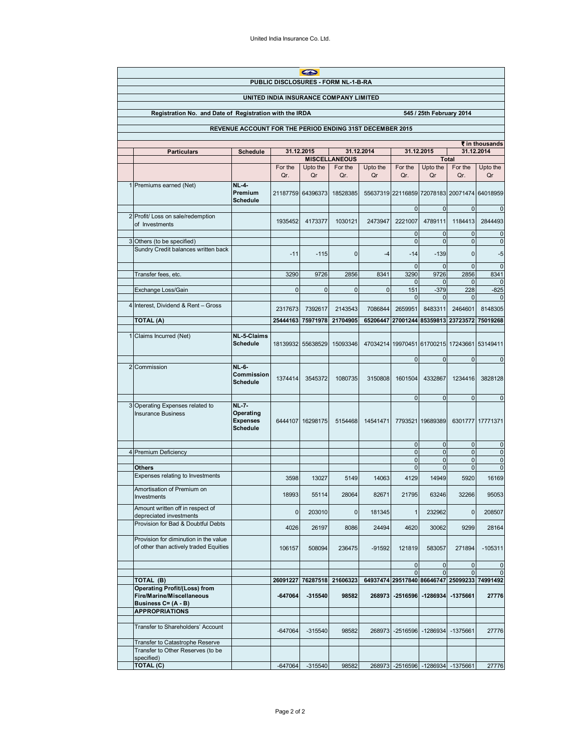**PUBLIC DISCLOSURES - FORM NL-1-B-RA**

**UNITED INDIA INSURANCE COMPANY LIMITED**

**Registration No. and Date of Registration with the IRDA** **545 / 25th February 2014**

**REVENUE ACCOUNT FOR THE PERIOD ENDING 31ST DECEMBER 2015**

₹ in thousands

| | Particulars | Schedule | 31.12.2015 | | 31.12.2014 | | 31.12.2015 | | 31.12.2014 | |
|---|---|---|---|---|---|---|---|---|---|---|
| | | | MISCELLANEOUS | | | | Total | | | |
| | | | For the Qr. | Upto the Qr | For the Qr. | Upto the Qr | For the Qr. | Upto the Qr | For the Qr. | Upto the Qr |
| 1 | Premiums earned (Net) | NL-4-Premium Schedule | 21187759 | 64396373 | 18528385 | 55637319 | 22116859 | 72078183 | 20071474 | 64018959 |
| | | | | | | | 0 | 0 | 0 | 0 |
| 2 | Profit/ Loss on sale/redemption of Investments | | 1935452 | 4173377 | 1030121 | 2473947 | 2221007 | 4789111 | 1184413 | 2844493 |
| | | | | | | | 0 | 0 | 0 | 0 |
| 3 | Others (to be specified) | | | | | | 0 | 0 | 0 | 0 |
| | Sundry Credit balances written back | | -11 | -115 | 0 | -4 | -14 | -139 | 0 | -5 |
| | | | | | | | 0 | 0 | 0 | 0 |
| | Transfer fees, etc. | | 3290 | 9726 | 2856 | 8341 | 3290 | 9726 | 2856 | 8341 |
| | | | | | | | 0 | 0 | 0 | 0 |
| | Exchange Loss/Gain | | 0 | 0 | 0 | 0 | 151 | -379 | 228 | -825 |
| | | | | | | | 0 | 0 | 0 | 0 |
| 4 | Interest, Dividend & Rent – Gross | | 2317673 | 7392617 | 2143543 | 7086844 | 2659951 | 8483311 | 2464601 | 8148305 |
| | **TOTAL (A)** | | **25444163** | **75971978** | **21704905** | **65206447** | **27001244** | **85359813** | **23723572** | **75019268** |
| 1 | Claims Incurred (Net) | NL-5-Claims Schedule | 18139932 | 55638529 | 15093346 | 47034214 | 19970451 | 61700215 | 17243661 | 53149411 |
| | | | | | | | 0 | 0 | 0 | 0 |
| 2 | Commission | NL-6-Commission Schedule | 1374414 | 3545372 | 1080735 | 3150808 | 1601504 | 4332867 | 1234416 | 3828128 |
| | | | | | | | 0 | 0 | 0 | 0 |
| 3 | Operating Expenses related to Insurance Business | NL-7-Operating Expenses Schedule | 6444107 | 16298175 | 5154468 | 14541471 | 7793521 | 19689389 | 6301777 | 17771371 |
| | | | | | | | 0 | 0 | 0 | 0 |
| 4 | Premium Deficiency | | | | | | 0 | 0 | 0 | 0 |
| | | | | | | | 0 | 0 | 0 | 0 |
| | **Others** | | | | | | 0 | 0 | 0 | 0 |
| | Expenses relating to Investments | | 3598 | 13027 | 5149 | 14063 | 4129 | 14949 | 5920 | 16169 |
| | Amortisation of Premium on Investments | | 18993 | 55114 | 28064 | 82671 | 21795 | 63246 | 32266 | 95053 |
| | Amount written off in respect of depreciated investments | | 0 | 203010 | 0 | 181345 | 1 | 232962 | 0 | 208507 |
| | Provision for Bad & Doubtful Debts | | 4026 | 26197 | 8086 | 24494 | 4620 | 30062 | 9299 | 28164 |
| | Provision for diminution in the value of other than actively traded Equities | | 106157 | 508094 | 236475 | -91592 | 121819 | 583057 | 271894 | -105311 |
| | | | | | | | 0 | 0 | 0 | 0 |
| | | | | | | | 0 | 0 | 0 | 0 |
| | **TOTAL (B)** | | **26091227** | **76287518** | **21606323** | **64937474** | **29517840** | **86646747** | **25099233** | **74991492** |
| | **Operating Profit/(Loss) from Fire/Marine/Miscellaneous Business C= (A - B)** | | **-647064** | **-315540** | **98582** | **268973** | **-2516596** | **-1286934** | **-1375661** | **27776** |
| | **APPROPRIATIONS** | | | | | | | | | |
| | Transfer to Shareholders' Account | | -647064 | -315540 | 98582 | 268973 | -2516596 | -1286934 | -1375661 | 27776 |
| | Transfer to Catastrophe Reserve | | | | | | | | | |
| | Transfer to Other Reserves (to be specified) | | | | | | | | | |
| | **TOTAL (C)** | | -647064 | -315540 | 98582 | 268973 | -2516596 | -1286934 | -1375661 | 27776 |